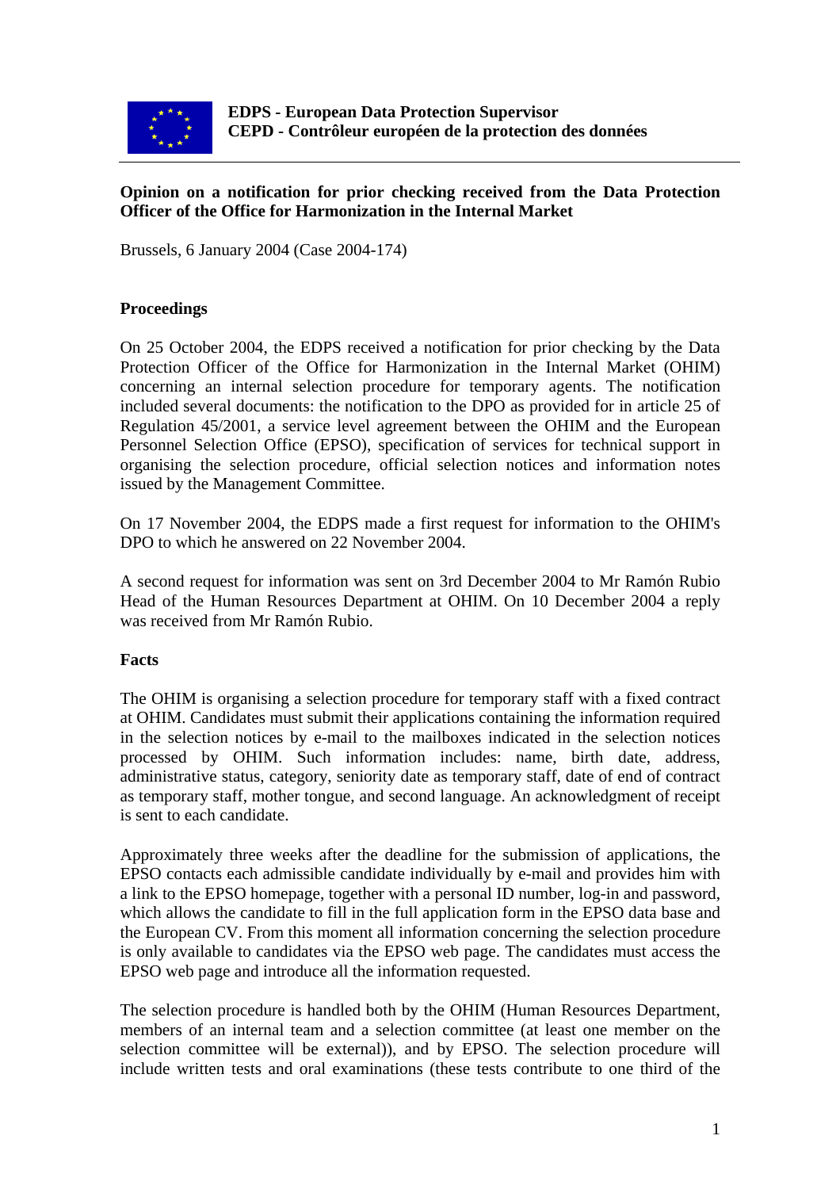**EDPS - European Data Protection Supervisor**
**CEPD - Contrôleur européen de la protection des données**

**Opinion on a notification for prior checking received from the Data Protection Officer of the Office for Harmonization in the Internal Market**

Brussels, 6 January 2004 (Case 2004-174)

**Proceedings**

On 25 October 2004, the EDPS received a notification for prior checking by the Data Protection Officer of the Office for Harmonization in the Internal Market (OHIM) concerning an internal selection procedure for temporary agents. The notification included several documents: the notification to the DPO as provided for in article 25 of Regulation 45/2001, a service level agreement between the OHIM and the European Personnel Selection Office (EPSO), specification of services for technical support in organising the selection procedure, official selection notices and information notes issued by the Management Committee.

On 17 November 2004, the EDPS made a first request for information to the OHIM's DPO to which he answered on 22 November 2004.

A second request for information was sent on 3rd December 2004 to Mr Ramón Rubio Head of the Human Resources Department at OHIM. On 10 December 2004 a reply was received from Mr Ramón Rubio.

**Facts**

The OHIM is organising a selection procedure for temporary staff with a fixed contract at OHIM. Candidates must submit their applications containing the information required in the selection notices by e-mail to the mailboxes indicated in the selection notices processed by OHIM. Such information includes: name, birth date, address, administrative status, category, seniority date as temporary staff, date of end of contract as temporary staff, mother tongue, and second language. An acknowledgment of receipt is sent to each candidate.

Approximately three weeks after the deadline for the submission of applications, the EPSO contacts each admissible candidate individually by e-mail and provides him with a link to the EPSO homepage, together with a personal ID number, log-in and password, which allows the candidate to fill in the full application form in the EPSO data base and the European CV. From this moment all information concerning the selection procedure is only available to candidates via the EPSO web page. The candidates must access the EPSO web page and introduce all the information requested.

The selection procedure is handled both by the OHIM (Human Resources Department, members of an internal team and a selection committee (at least one member on the selection committee will be external)), and by EPSO. The selection procedure will include written tests and oral examinations (these tests contribute to one third of the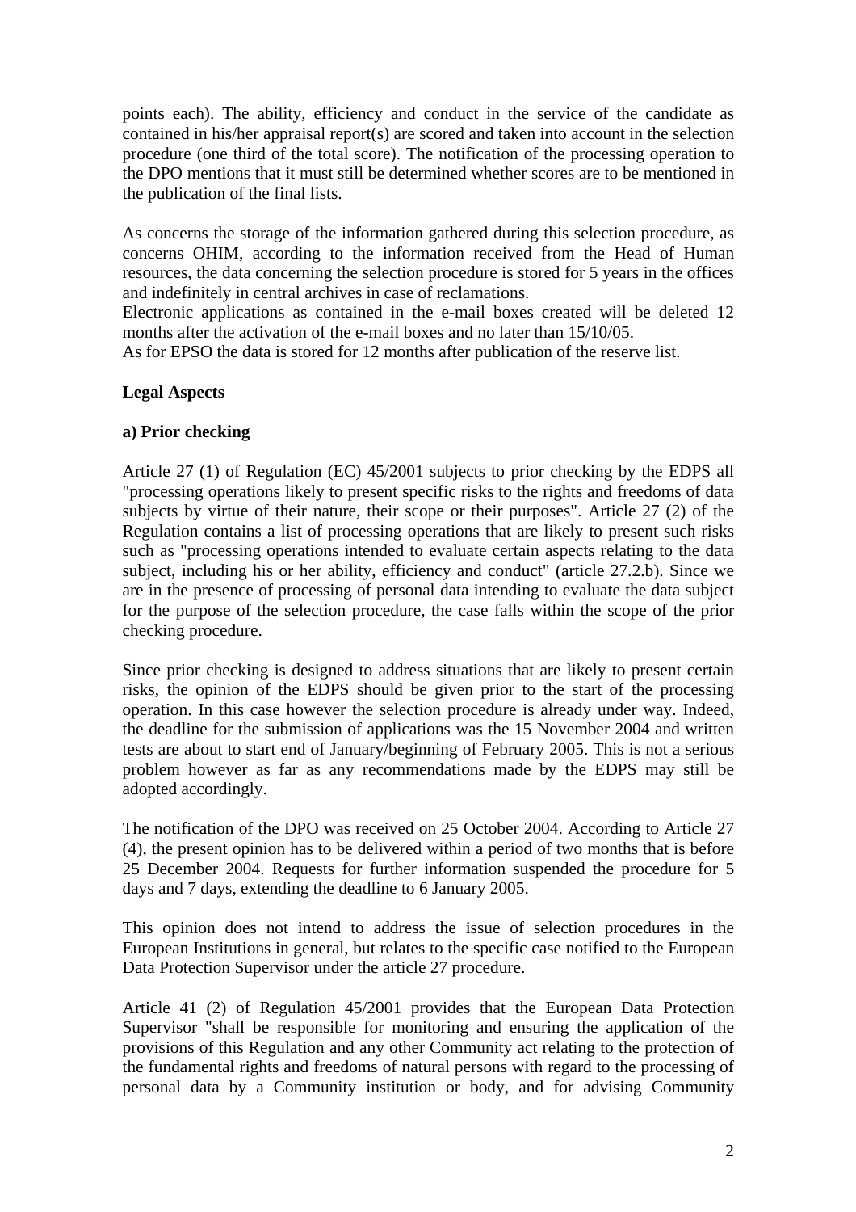points each). The ability, efficiency and conduct in the service of the candidate as contained in his/her appraisal report(s) are scored and taken into account in the selection procedure (one third of the total score). The notification of the processing operation to the DPO mentions that it must still be determined whether scores are to be mentioned in the publication of the final lists.

As concerns the storage of the information gathered during this selection procedure, as concerns OHIM, according to the information received from the Head of Human resources, the data concerning the selection procedure is stored for 5 years in the offices and indefinitely in central archives in case of reclamations.
Electronic applications as contained in the e-mail boxes created will be deleted 12 months after the activation of the e-mail boxes and no later than 15/10/05.
As for EPSO the data is stored for 12 months after publication of the reserve list.

**Legal Aspects**

**a) Prior checking**

Article 27 (1) of Regulation (EC) 45/2001 subjects to prior checking by the EDPS all "processing operations likely to present specific risks to the rights and freedoms of data subjects by virtue of their nature, their scope or their purposes". Article 27 (2) of the Regulation contains a list of processing operations that are likely to present such risks such as "processing operations intended to evaluate certain aspects relating to the data subject, including his or her ability, efficiency and conduct" (article 27.2.b). Since we are in the presence of processing of personal data intending to evaluate the data subject for the purpose of the selection procedure, the case falls within the scope of the prior checking procedure.

Since prior checking is designed to address situations that are likely to present certain risks, the opinion of the EDPS should be given prior to the start of the processing operation. In this case however the selection procedure is already under way. Indeed, the deadline for the submission of applications was the 15 November 2004 and written tests are about to start end of January/beginning of February 2005. This is not a serious problem however as far as any recommendations made by the EDPS may still be adopted accordingly.

The notification of the DPO was received on 25 October 2004. According to Article 27 (4), the present opinion has to be delivered within a period of two months that is before 25 December 2004. Requests for further information suspended the procedure for 5 days and 7 days, extending the deadline to 6 January 2005.

This opinion does not intend to address the issue of selection procedures in the European Institutions in general, but relates to the specific case notified to the European Data Protection Supervisor under the article 27 procedure.

Article 41 (2) of Regulation 45/2001 provides that the European Data Protection Supervisor "shall be responsible for monitoring and ensuring the application of the provisions of this Regulation and any other Community act relating to the protection of the fundamental rights and freedoms of natural persons with regard to the processing of personal data by a Community institution or body, and for advising Community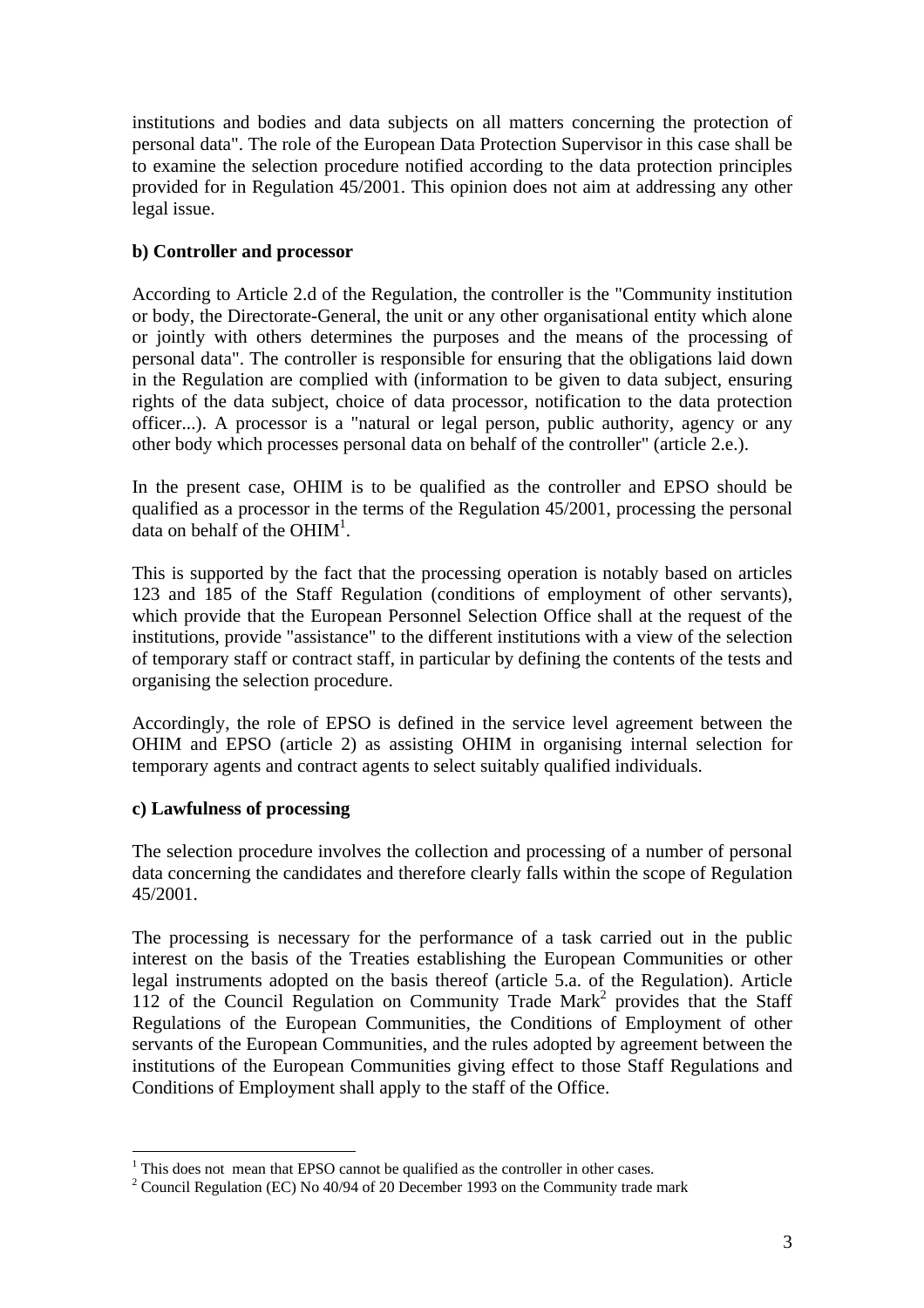institutions and bodies and data subjects on all matters concerning the protection of personal data". The role of the European Data Protection Supervisor in this case shall be to examine the selection procedure notified according to the data protection principles provided for in Regulation 45/2001. This opinion does not aim at addressing any other legal issue.

**b) Controller and processor**

According to Article 2.d of the Regulation, the controller is the "Community institution or body, the Directorate-General, the unit or any other organisational entity which alone or jointly with others determines the purposes and the means of the processing of personal data". The controller is responsible for ensuring that the obligations laid down in the Regulation are complied with (information to be given to data subject, ensuring rights of the data subject, choice of data processor, notification to the data protection officer...). A processor is a "natural or legal person, public authority, agency or any other body which processes personal data on behalf of the controller" (article 2.e.).

In the present case, OHIM is to be qualified as the controller and EPSO should be qualified as a processor in the terms of the Regulation 45/2001, processing the personal data on behalf of the OHIM[1].

This is supported by the fact that the processing operation is notably based on articles 123 and 185 of the Staff Regulation (conditions of employment of other servants), which provide that the European Personnel Selection Office shall at the request of the institutions, provide "assistance" to the different institutions with a view of the selection of temporary staff or contract staff, in particular by defining the contents of the tests and organising the selection procedure.

Accordingly, the role of EPSO is defined in the service level agreement between the OHIM and EPSO (article 2) as assisting OHIM in organising internal selection for temporary agents and contract agents to select suitably qualified individuals.

**c) Lawfulness of processing**

The selection procedure involves the collection and processing of a number of personal data concerning the candidates and therefore clearly falls within the scope of Regulation 45/2001.

The processing is necessary for the performance of a task carried out in the public interest on the basis of the Treaties establishing the European Communities or other legal instruments adopted on the basis thereof (article 5.a. of the Regulation). Article 112 of the Council Regulation on Community Trade Mark[2] provides that the Staff Regulations of the European Communities, the Conditions of Employment of other servants of the European Communities, and the rules adopted by agreement between the institutions of the European Communities giving effect to those Staff Regulations and Conditions of Employment shall apply to the staff of the Office.

[1] This does not mean that EPSO cannot be qualified as the controller in other cases.

[2] Council Regulation (EC) No 40/94 of 20 December 1993 on the Community trade mark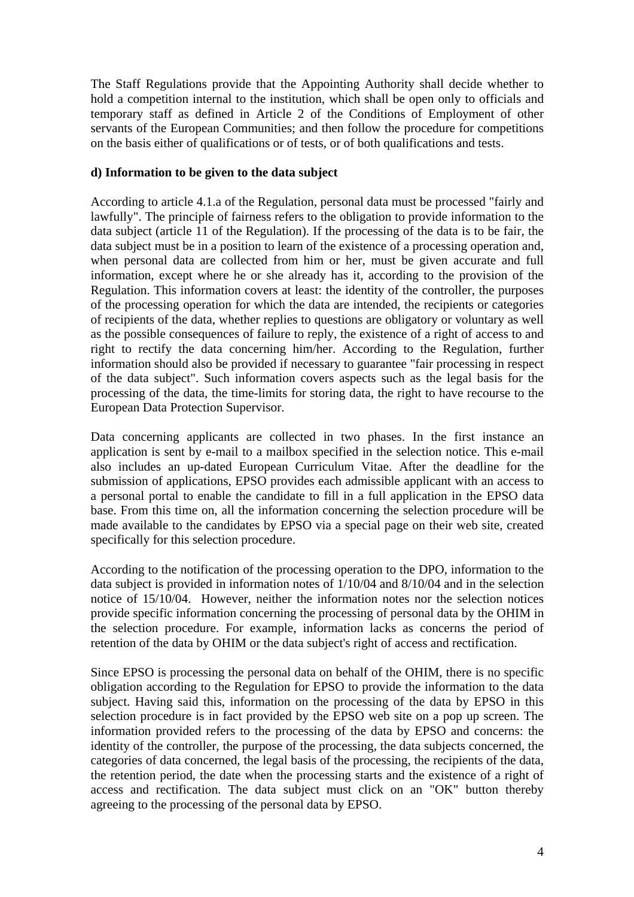The Staff Regulations provide that the Appointing Authority shall decide whether to hold a competition internal to the institution, which shall be open only to officials and temporary staff as defined in Article 2 of the Conditions of Employment of other servants of the European Communities; and then follow the procedure for competitions on the basis either of qualifications or of tests, or of both qualifications and tests.

**d) Information to be given to the data subject**

According to article 4.1.a of the Regulation, personal data must be processed "fairly and lawfully". The principle of fairness refers to the obligation to provide information to the data subject (article 11 of the Regulation). If the processing of the data is to be fair, the data subject must be in a position to learn of the existence of a processing operation and, when personal data are collected from him or her, must be given accurate and full information, except where he or she already has it, according to the provision of the Regulation. This information covers at least: the identity of the controller, the purposes of the processing operation for which the data are intended, the recipients or categories of recipients of the data, whether replies to questions are obligatory or voluntary as well as the possible consequences of failure to reply, the existence of a right of access to and right to rectify the data concerning him/her. According to the Regulation, further information should also be provided if necessary to guarantee "fair processing in respect of the data subject". Such information covers aspects such as the legal basis for the processing of the data, the time-limits for storing data, the right to have recourse to the European Data Protection Supervisor.

Data concerning applicants are collected in two phases. In the first instance an application is sent by e-mail to a mailbox specified in the selection notice. This e-mail also includes an up-dated European Curriculum Vitae. After the deadline for the submission of applications, EPSO provides each admissible applicant with an access to a personal portal to enable the candidate to fill in a full application in the EPSO data base. From this time on, all the information concerning the selection procedure will be made available to the candidates by EPSO via a special page on their web site, created specifically for this selection procedure.

According to the notification of the processing operation to the DPO, information to the data subject is provided in information notes of 1/10/04 and 8/10/04 and in the selection notice of 15/10/04. However, neither the information notes nor the selection notices provide specific information concerning the processing of personal data by the OHIM in the selection procedure. For example, information lacks as concerns the period of retention of the data by OHIM or the data subject's right of access and rectification.

Since EPSO is processing the personal data on behalf of the OHIM, there is no specific obligation according to the Regulation for EPSO to provide the information to the data subject. Having said this, information on the processing of the data by EPSO in this selection procedure is in fact provided by the EPSO web site on a pop up screen. The information provided refers to the processing of the data by EPSO and concerns: the identity of the controller, the purpose of the processing, the data subjects concerned, the categories of data concerned, the legal basis of the processing, the recipients of the data, the retention period, the date when the processing starts and the existence of a right of access and rectification. The data subject must click on an "OK" button thereby agreeing to the processing of the personal data by EPSO.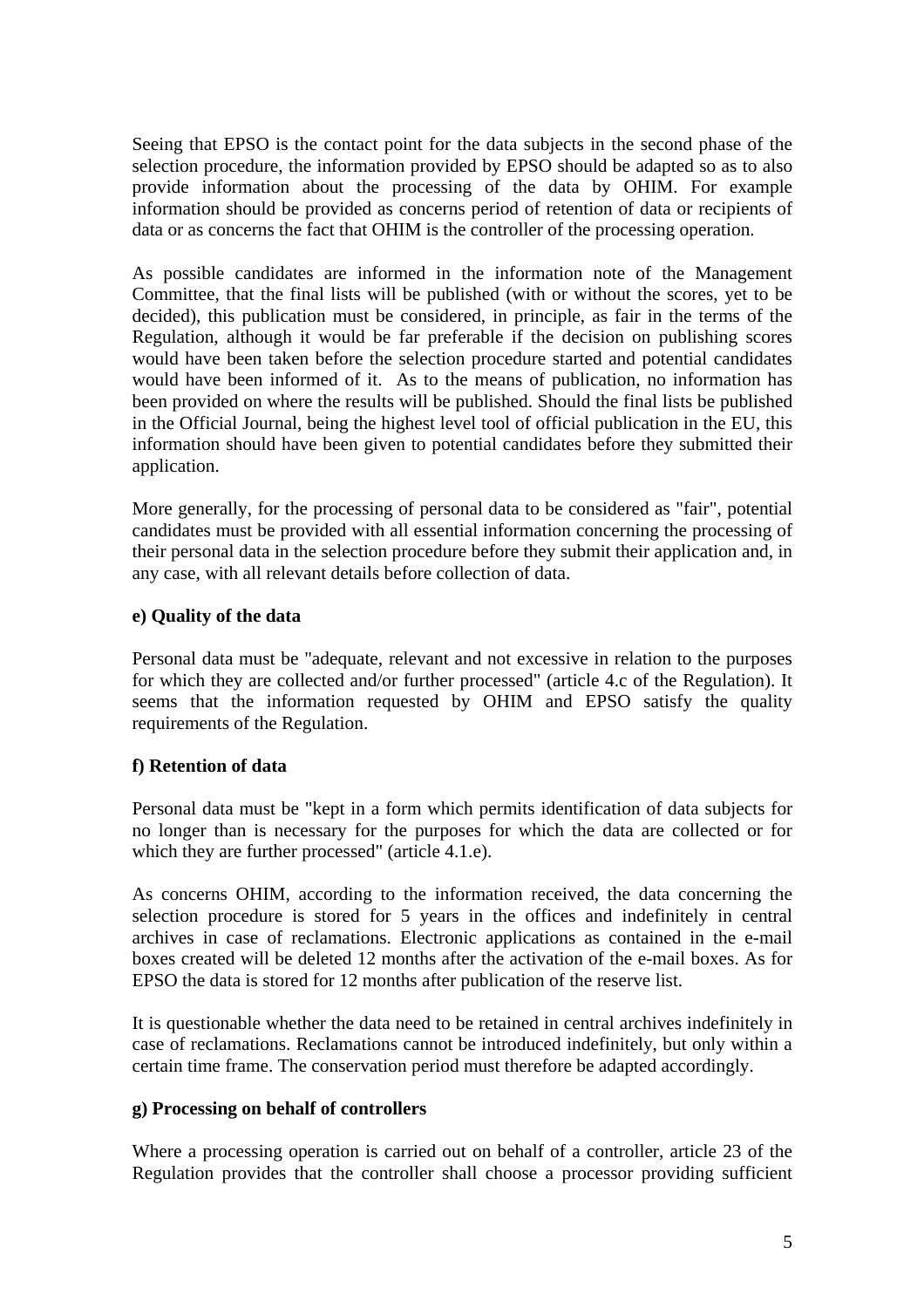Seeing that EPSO is the contact point for the data subjects in the second phase of the selection procedure, the information provided by EPSO should be adapted so as to also provide information about the processing of the data by OHIM. For example information should be provided as concerns period of retention of data or recipients of data or as concerns the fact that OHIM is the controller of the processing operation.

As possible candidates are informed in the information note of the Management Committee, that the final lists will be published (with or without the scores, yet to be decided), this publication must be considered, in principle, as fair in the terms of the Regulation, although it would be far preferable if the decision on publishing scores would have been taken before the selection procedure started and potential candidates would have been informed of it. As to the means of publication, no information has been provided on where the results will be published. Should the final lists be published in the Official Journal, being the highest level tool of official publication in the EU, this information should have been given to potential candidates before they submitted their application.

More generally, for the processing of personal data to be considered as "fair", potential candidates must be provided with all essential information concerning the processing of their personal data in the selection procedure before they submit their application and, in any case, with all relevant details before collection of data.

**e) Quality of the data**

Personal data must be "adequate, relevant and not excessive in relation to the purposes for which they are collected and/or further processed" (article 4.c of the Regulation). It seems that the information requested by OHIM and EPSO satisfy the quality requirements of the Regulation.

**f) Retention of data**

Personal data must be "kept in a form which permits identification of data subjects for no longer than is necessary for the purposes for which the data are collected or for which they are further processed" (article 4.1.e).

As concerns OHIM, according to the information received, the data concerning the selection procedure is stored for 5 years in the offices and indefinitely in central archives in case of reclamations. Electronic applications as contained in the e-mail boxes created will be deleted 12 months after the activation of the e-mail boxes. As for EPSO the data is stored for 12 months after publication of the reserve list.

It is questionable whether the data need to be retained in central archives indefinitely in case of reclamations. Reclamations cannot be introduced indefinitely, but only within a certain time frame. The conservation period must therefore be adapted accordingly.

**g) Processing on behalf of controllers**

Where a processing operation is carried out on behalf of a controller, article 23 of the Regulation provides that the controller shall choose a processor providing sufficient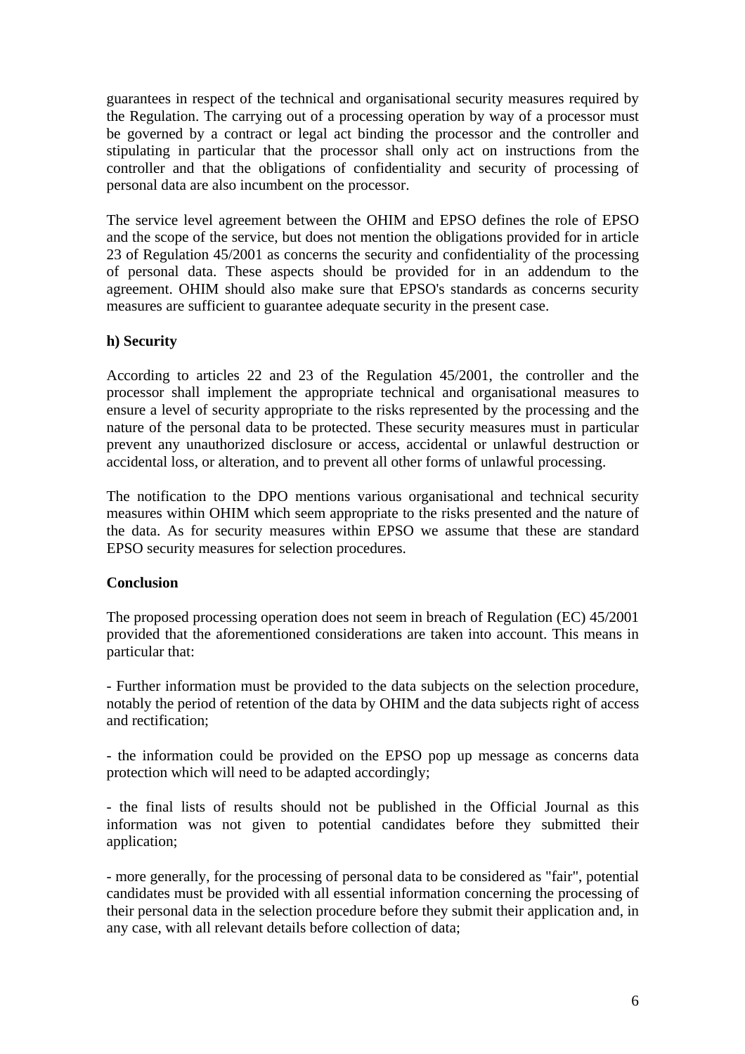guarantees in respect of the technical and organisational security measures required by the Regulation. The carrying out of a processing operation by way of a processor must be governed by a contract or legal act binding the processor and the controller and stipulating in particular that the processor shall only act on instructions from the controller and that the obligations of confidentiality and security of processing of personal data are also incumbent on the processor.

The service level agreement between the OHIM and EPSO defines the role of EPSO and the scope of the service, but does not mention the obligations provided for in article 23 of Regulation 45/2001 as concerns the security and confidentiality of the processing of personal data. These aspects should be provided for in an addendum to the agreement. OHIM should also make sure that EPSO's standards as concerns security measures are sufficient to guarantee adequate security in the present case.

**h) Security**

According to articles 22 and 23 of the Regulation 45/2001, the controller and the processor shall implement the appropriate technical and organisational measures to ensure a level of security appropriate to the risks represented by the processing and the nature of the personal data to be protected. These security measures must in particular prevent any unauthorized disclosure or access, accidental or unlawful destruction or accidental loss, or alteration, and to prevent all other forms of unlawful processing.

The notification to the DPO mentions various organisational and technical security measures within OHIM which seem appropriate to the risks presented and the nature of the data. As for security measures within EPSO we assume that these are standard EPSO security measures for selection procedures.

**Conclusion**

The proposed processing operation does not seem in breach of Regulation (EC) 45/2001 provided that the aforementioned considerations are taken into account. This means in particular that:

- Further information must be provided to the data subjects on the selection procedure, notably the period of retention of the data by OHIM and the data subjects right of access and rectification;

- the information could be provided on the EPSO pop up message as concerns data protection which will need to be adapted accordingly;

- the final lists of results should not be published in the Official Journal as this information was not given to potential candidates before they submitted their application;

- more generally, for the processing of personal data to be considered as "fair", potential candidates must be provided with all essential information concerning the processing of their personal data in the selection procedure before they submit their application and, in any case, with all relevant details before collection of data;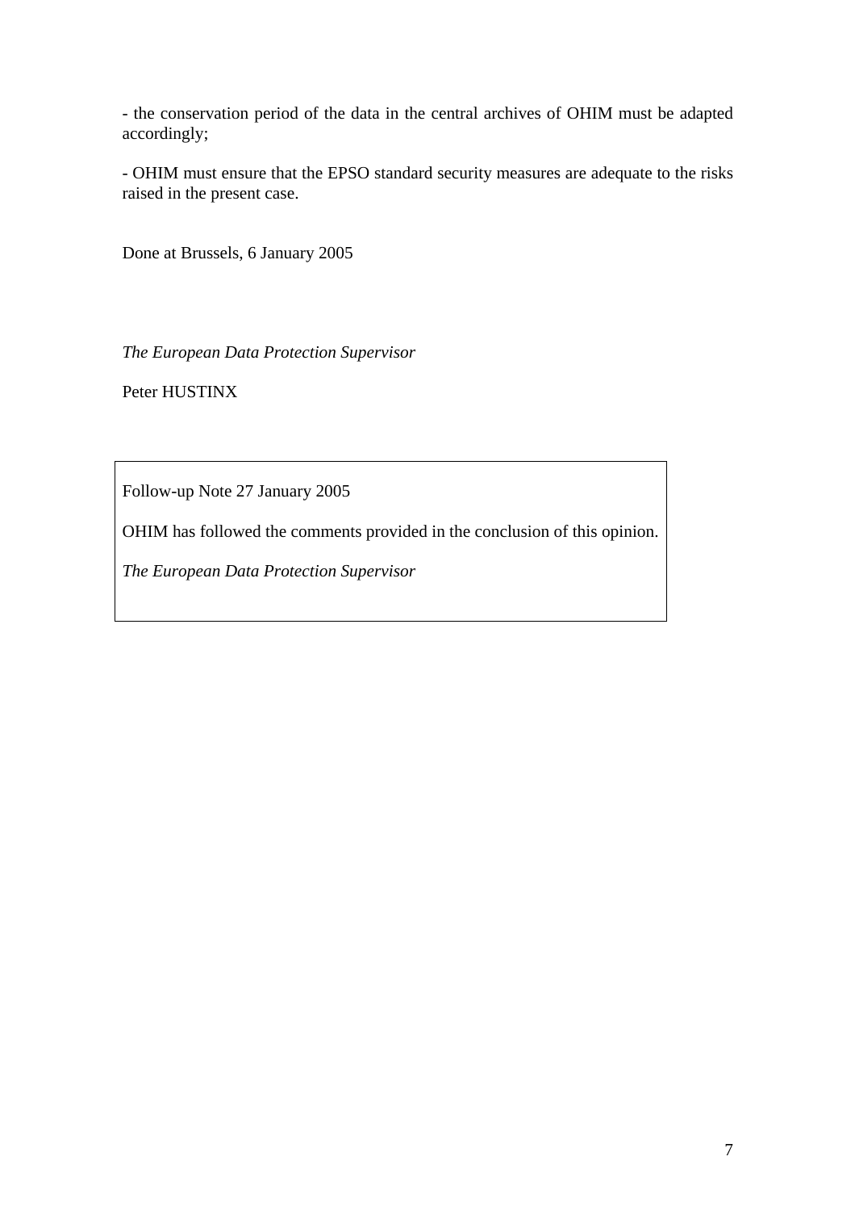- the conservation period of the data in the central archives of OHIM must be adapted accordingly;

- OHIM must ensure that the EPSO standard security measures are adequate to the risks raised in the present case.

Done at Brussels, 6 January 2005

*The European Data Protection Supervisor*

Peter HUSTINX

Follow-up Note 27 January 2005

OHIM has followed the comments provided in the conclusion of this opinion.

*The European Data Protection Supervisor*